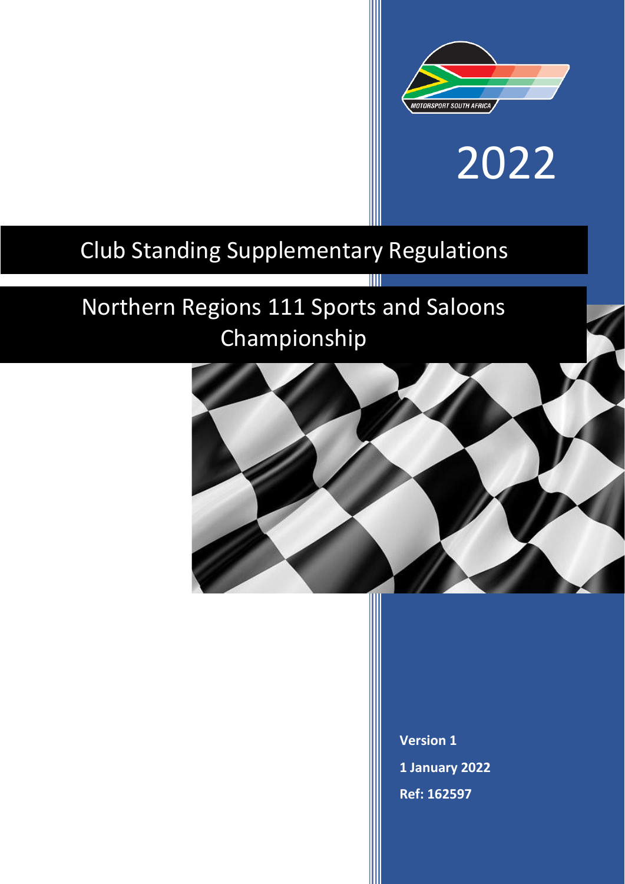MOTORSPORT SOUTH AFRICA

2022

# Club Standing Supplementary Regulations

# Northern Regions 111 Sports and Saloons Championship

**Version 1**

**1 January 2022**

**Ref: 162597**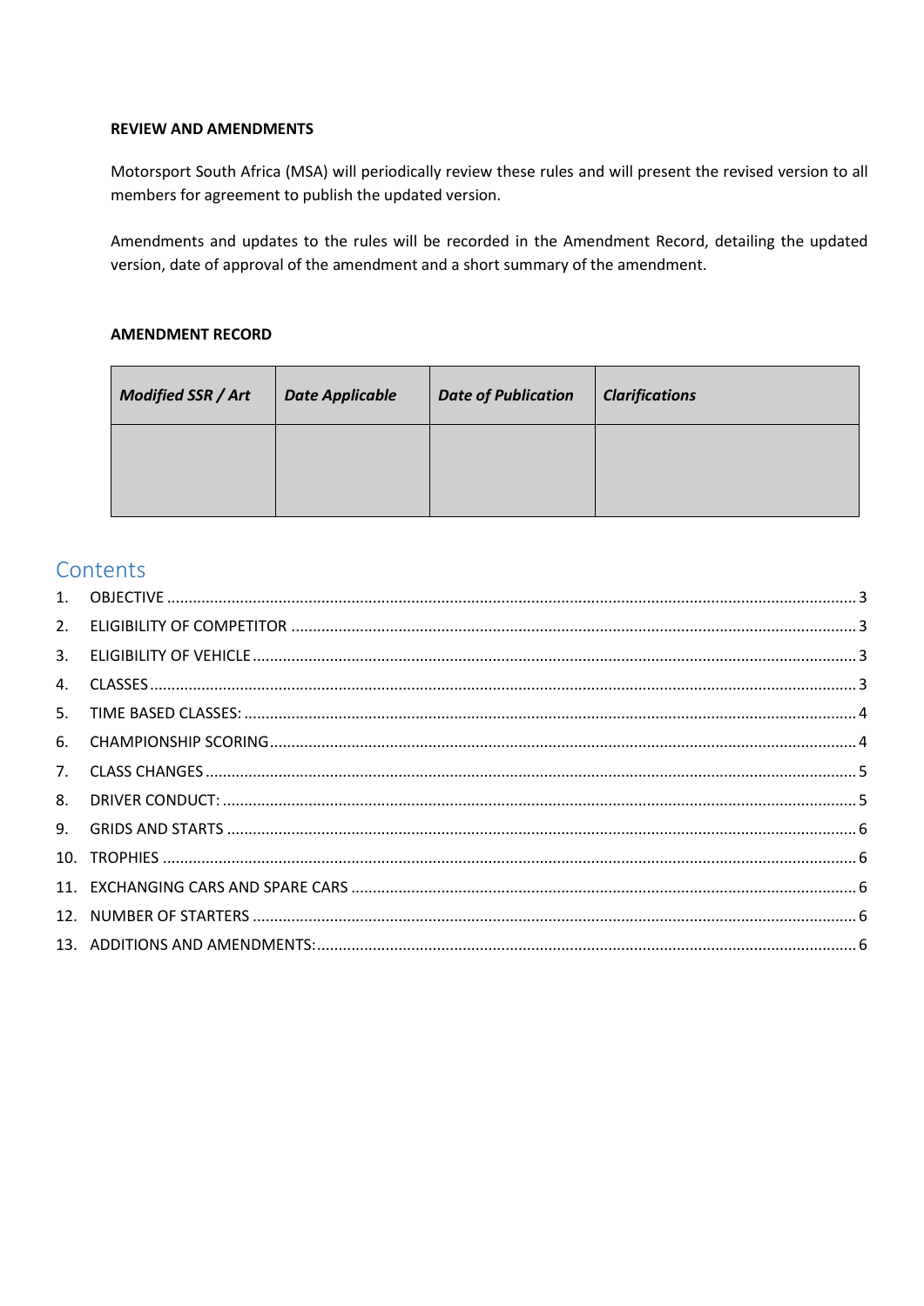**REVIEW AND AMENDMENTS**

Motorsport South Africa (MSA) will periodically review these rules and will present the revised version to all members for agreement to publish the updated version.

Amendments and updates to the rules will be recorded in the Amendment Record, detailing the updated version, date of approval of the amendment and a short summary of the amendment.

**AMENDMENT RECORD**

| ***Modified SSR / Art*** | ***Date Applicable*** | ***Date of Publication*** | ***Clarifications*** |
| --- | --- | --- | --- |
| | | | |

## Contents

1. OBJECTIVE ..... 3
2. ELIGIBILITY OF COMPETITOR ..... 3
3. ELIGIBILITY OF VEHICLE ..... 3
4. CLASSES ..... 3
5. TIME BASED CLASSES: ..... 4
6. CHAMPIONSHIP SCORING ..... 4
7. CLASS CHANGES ..... 5
8. DRIVER CONDUCT: ..... 5
9. GRIDS AND STARTS ..... 6
10. TROPHIES ..... 6
11. EXCHANGING CARS AND SPARE CARS ..... 6
12. NUMBER OF STARTERS ..... 6
13. ADDITIONS AND AMENDMENTS: ..... 6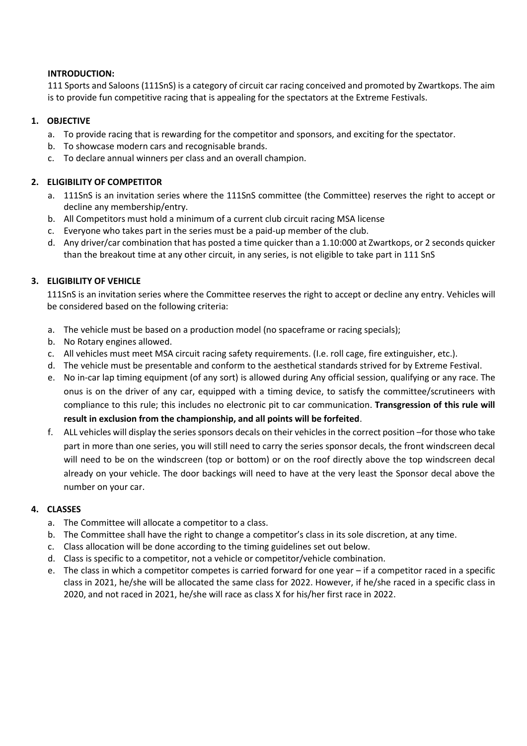**INTRODUCTION:**

111 Sports and Saloons (111SnS) is a category of circuit car racing conceived and promoted by Zwartkops. The aim is to provide fun competitive racing that is appealing for the spectators at the Extreme Festivals.

## 1. OBJECTIVE

a. To provide racing that is rewarding for the competitor and sponsors, and exciting for the spectator.
b. To showcase modern cars and recognisable brands.
c. To declare annual winners per class and an overall champion.

## 2. ELIGIBILITY OF COMPETITOR

a. 111SnS is an invitation series where the 111SnS committee (the Committee) reserves the right to accept or decline any membership/entry.
b. All Competitors must hold a minimum of a current club circuit racing MSA license
c. Everyone who takes part in the series must be a paid-up member of the club.
d. Any driver/car combination that has posted a time quicker than a 1.10:000 at Zwartkops, or 2 seconds quicker than the breakout time at any other circuit, in any series, is not eligible to take part in 111 SnS

## 3. ELIGIBILITY OF VEHICLE

111SnS is an invitation series where the Committee reserves the right to accept or decline any entry. Vehicles will be considered based on the following criteria:

a. The vehicle must be based on a production model (no spaceframe or racing specials);
b. No Rotary engines allowed.
c. All vehicles must meet MSA circuit racing safety requirements. (I.e. roll cage, fire extinguisher, etc.).
d. The vehicle must be presentable and conform to the aesthetical standards strived for by Extreme Festival.
e. No in-car lap timing equipment (of any sort) is allowed during Any official session, qualifying or any race. The onus is on the driver of any car, equipped with a timing device, to satisfy the committee/scrutineers with compliance to this rule; this includes no electronic pit to car communication. **Transgression of this rule will result in exclusion from the championship, and all points will be forfeited**.
f. ALL vehicles will display the series sponsors decals on their vehicles in the correct position –for those who take part in more than one series, you will still need to carry the series sponsor decals, the front windscreen decal will need to be on the windscreen (top or bottom) or on the roof directly above the top windscreen decal already on your vehicle. The door backings will need to have at the very least the Sponsor decal above the number on your car.

## 4. CLASSES

a. The Committee will allocate a competitor to a class.
b. The Committee shall have the right to change a competitor's class in its sole discretion, at any time.
c. Class allocation will be done according to the timing guidelines set out below.
d. Class is specific to a competitor, not a vehicle or competitor/vehicle combination.
e. The class in which a competitor competes is carried forward for one year – if a competitor raced in a specific class in 2021, he/she will be allocated the same class for 2022. However, if he/she raced in a specific class in 2020, and not raced in 2021, he/she will race as class X for his/her first race in 2022.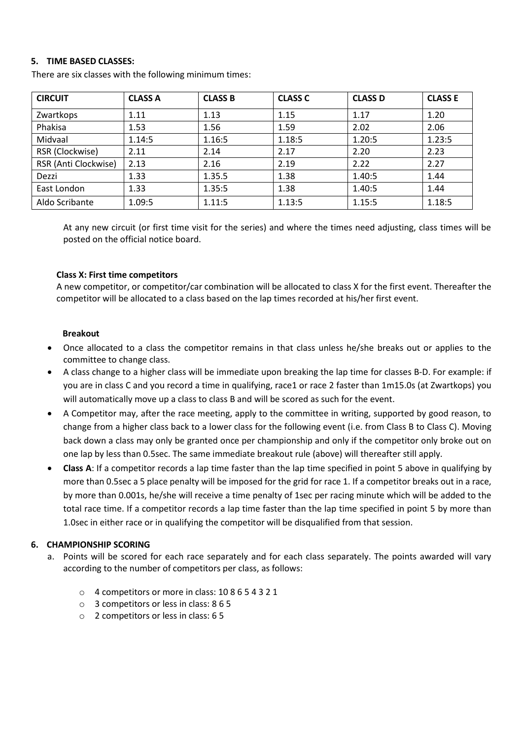### 5. TIME BASED CLASSES:

There are six classes with the following minimum times:

| CIRCUIT | CLASS A | CLASS B | CLASS C | CLASS D | CLASS E |
|---|---|---|---|---|---|
| Zwartkops | 1.11 | 1.13 | 1.15 | 1.17 | 1.20 |
| Phakisa | 1.53 | 1.56 | 1.59 | 2.02 | 2.06 |
| Midvaal | 1.14:5 | 1.16:5 | 1.18:5 | 1.20:5 | 1.23:5 |
| RSR (Clockwise) | 2.11 | 2.14 | 2.17 | 2.20 | 2.23 |
| RSR (Anti Clockwise) | 2.13 | 2.16 | 2.19 | 2.22 | 2.27 |
| Dezzi | 1.33 | 1.35.5 | 1.38 | 1.40:5 | 1.44 |
| East London | 1.33 | 1.35:5 | 1.38 | 1.40:5 | 1.44 |
| Aldo Scribante | 1.09:5 | 1.11:5 | 1.13:5 | 1.15:5 | 1.18:5 |

At any new circuit (or first time visit for the series) and where the times need adjusting, class times will be posted on the official notice board.

**Class X: First time competitors**

A new competitor, or competitor/car combination will be allocated to class X for the first event. Thereafter the competitor will be allocated to a class based on the lap times recorded at his/her first event.

**Breakout**

- Once allocated to a class the competitor remains in that class unless he/she breaks out or applies to the committee to change class.
- A class change to a higher class will be immediate upon breaking the lap time for classes B-D. For example: if you are in class C and you record a time in qualifying, race1 or race 2 faster than 1m15.0s (at Zwartkops) you will automatically move up a class to class B and will be scored as such for the event.
- A Competitor may, after the race meeting, apply to the committee in writing, supported by good reason, to change from a higher class back to a lower class for the following event (i.e. from Class B to Class C). Moving back down a class may only be granted once per championship and only if the competitor only broke out on one lap by less than 0.5sec. The same immediate breakout rule (above) will thereafter still apply.
- **Class A**: If a competitor records a lap time faster than the lap time specified in point 5 above in qualifying by more than 0.5sec a 5 place penalty will be imposed for the grid for race 1. If a competitor breaks out in a race, by more than 0.001s, he/she will receive a time penalty of 1sec per racing minute which will be added to the total race time. If a competitor records a lap time faster than the lap time specified in point 5 by more than 1.0sec in either race or in qualifying the competitor will be disqualified from that session.

### 6. CHAMPIONSHIP SCORING

a. Points will be scored for each race separately and for each class separately. The points awarded will vary according to the number of competitors per class, as follows:

   - 4 competitors or more in class: 10 8 6 5 4 3 2 1
   - 3 competitors or less in class: 8 6 5
   - 2 competitors or less in class: 6 5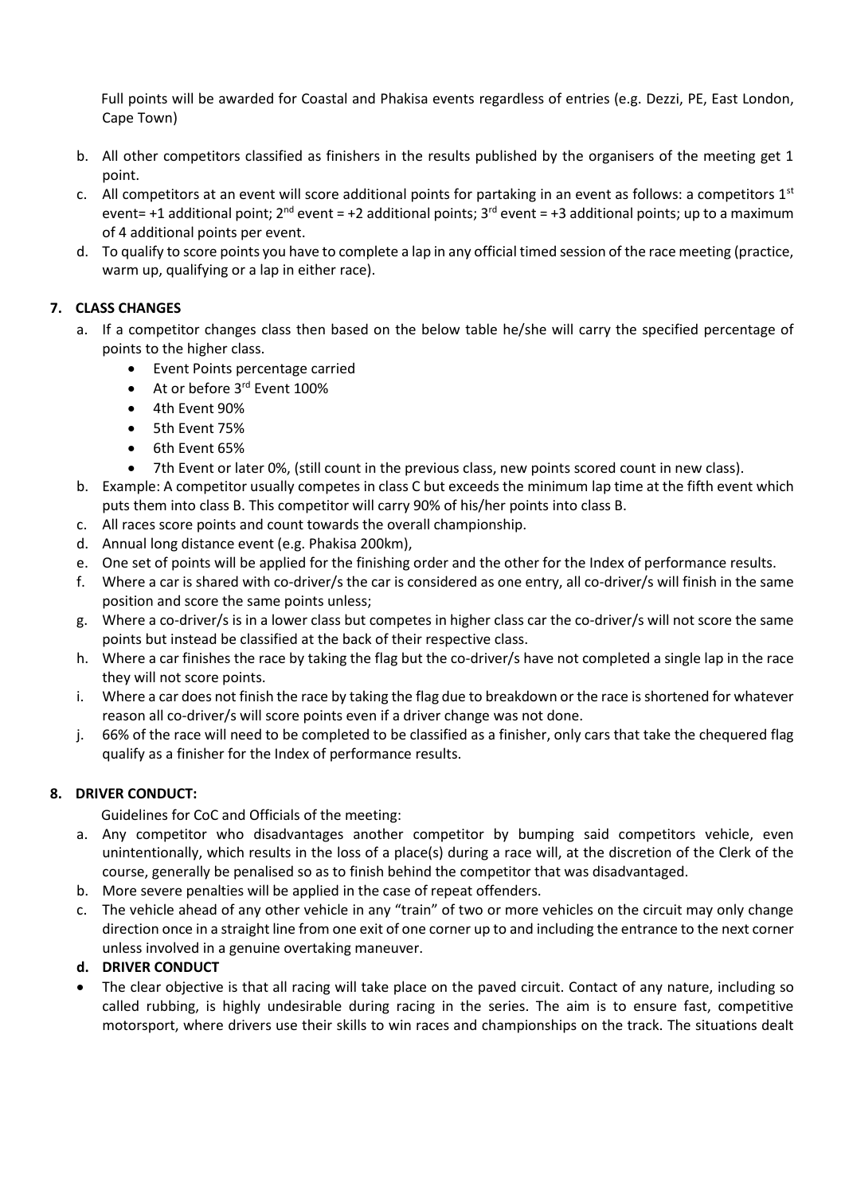Full points will be awarded for Coastal and Phakisa events regardless of entries (e.g. Dezzi, PE, East London, Cape Town)

b. All other competitors classified as finishers in the results published by the organisers of the meeting get 1 point.
c. All competitors at an event will score additional points for partaking in an event as follows: a competitors 1st event= +1 additional point; 2nd event = +2 additional points; 3rd event = +3 additional points; up to a maximum of 4 additional points per event.
d. To qualify to score points you have to complete a lap in any official timed session of the race meeting (practice, warm up, qualifying or a lap in either race).

## 7. CLASS CHANGES

a. If a competitor changes class then based on the below table he/she will carry the specified percentage of points to the higher class.
   - Event Points percentage carried
   - At or before 3rd Event 100%
   - 4th Event 90%
   - 5th Event 75%
   - 6th Event 65%
   - 7th Event or later 0%, (still count in the previous class, new points scored count in new class).
b. Example: A competitor usually competes in class C but exceeds the minimum lap time at the fifth event which puts them into class B. This competitor will carry 90% of his/her points into class B.
c. All races score points and count towards the overall championship.
d. Annual long distance event (e.g. Phakisa 200km),
e. One set of points will be applied for the finishing order and the other for the Index of performance results.
f. Where a car is shared with co-driver/s the car is considered as one entry, all co-driver/s will finish in the same position and score the same points unless;
g. Where a co-driver/s is in a lower class but competes in higher class car the co-driver/s will not score the same points but instead be classified at the back of their respective class.
h. Where a car finishes the race by taking the flag but the co-driver/s have not completed a single lap in the race they will not score points.
i. Where a car does not finish the race by taking the flag due to breakdown or the race is shortened for whatever reason all co-driver/s will score points even if a driver change was not done.
j. 66% of the race will need to be completed to be classified as a finisher, only cars that take the chequered flag qualify as a finisher for the Index of performance results.

## 8. DRIVER CONDUCT:

Guidelines for CoC and Officials of the meeting:

a. Any competitor who disadvantages another competitor by bumping said competitors vehicle, even unintentionally, which results in the loss of a place(s) during a race will, at the discretion of the Clerk of the course, generally be penalised so as to finish behind the competitor that was disadvantaged.
b. More severe penalties will be applied in the case of repeat offenders.
c. The vehicle ahead of any other vehicle in any "train" of two or more vehicles on the circuit may only change direction once in a straight line from one exit of one corner up to and including the entrance to the next corner unless involved in a genuine overtaking maneuver.

**d. DRIVER CONDUCT**

- The clear objective is that all racing will take place on the paved circuit. Contact of any nature, including so called rubbing, is highly undesirable during racing in the series. The aim is to ensure fast, competitive motorsport, where drivers use their skills to win races and championships on the track. The situations dealt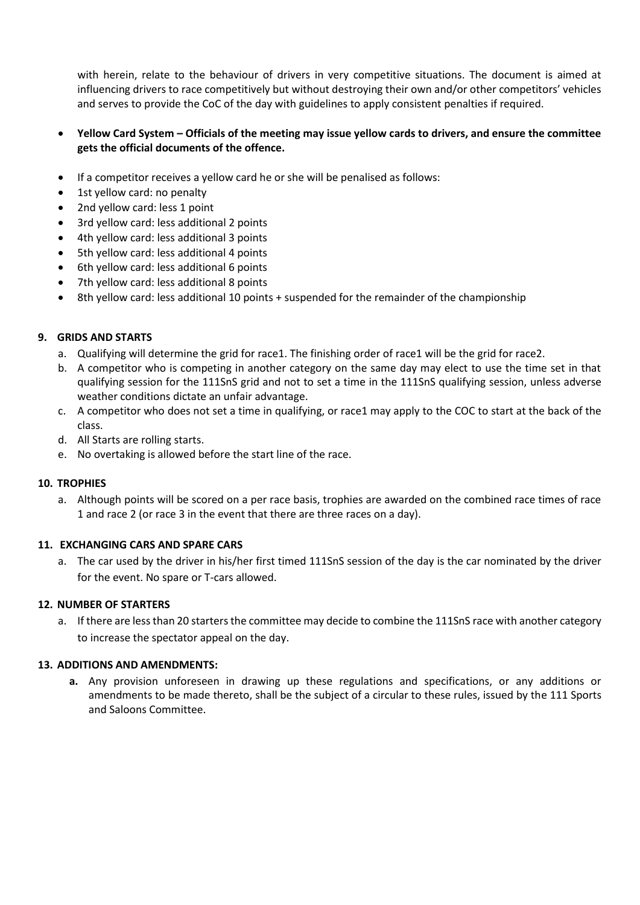with herein, relate to the behaviour of drivers in very competitive situations. The document is aimed at influencing drivers to race competitively but without destroying their own and/or other competitors' vehicles and serves to provide the CoC of the day with guidelines to apply consistent penalties if required.

- **Yellow Card System – Officials of the meeting may issue yellow cards to drivers, and ensure the committee gets the official documents of the offence.**

- If a competitor receives a yellow card he or she will be penalised as follows:
- 1st yellow card: no penalty
- 2nd yellow card: less 1 point
- 3rd yellow card: less additional 2 points
- 4th yellow card: less additional 3 points
- 5th yellow card: less additional 4 points
- 6th yellow card: less additional 6 points
- 7th yellow card: less additional 8 points
- 8th yellow card: less additional 10 points + suspended for the remainder of the championship

## 9. GRIDS AND STARTS

a. Qualifying will determine the grid for race1. The finishing order of race1 will be the grid for race2.
b. A competitor who is competing in another category on the same day may elect to use the time set in that qualifying session for the 111SnS grid and not to set a time in the 111SnS qualifying session, unless adverse weather conditions dictate an unfair advantage.
c. A competitor who does not set a time in qualifying, or race1 may apply to the COC to start at the back of the class.
d. All Starts are rolling starts.
e. No overtaking is allowed before the start line of the race.

## 10. TROPHIES

a. Although points will be scored on a per race basis, trophies are awarded on the combined race times of race 1 and race 2 (or race 3 in the event that there are three races on a day).

## 11. EXCHANGING CARS AND SPARE CARS

a. The car used by the driver in his/her first timed 111SnS session of the day is the car nominated by the driver for the event. No spare or T-cars allowed.

## 12. NUMBER OF STARTERS

a. If there are less than 20 starters the committee may decide to combine the 111SnS race with another category to increase the spectator appeal on the day.

## 13. ADDITIONS AND AMENDMENTS:

**a.** Any provision unforeseen in drawing up these regulations and specifications, or any additions or amendments to be made thereto, shall be the subject of a circular to these rules, issued by the 111 Sports and Saloons Committee.